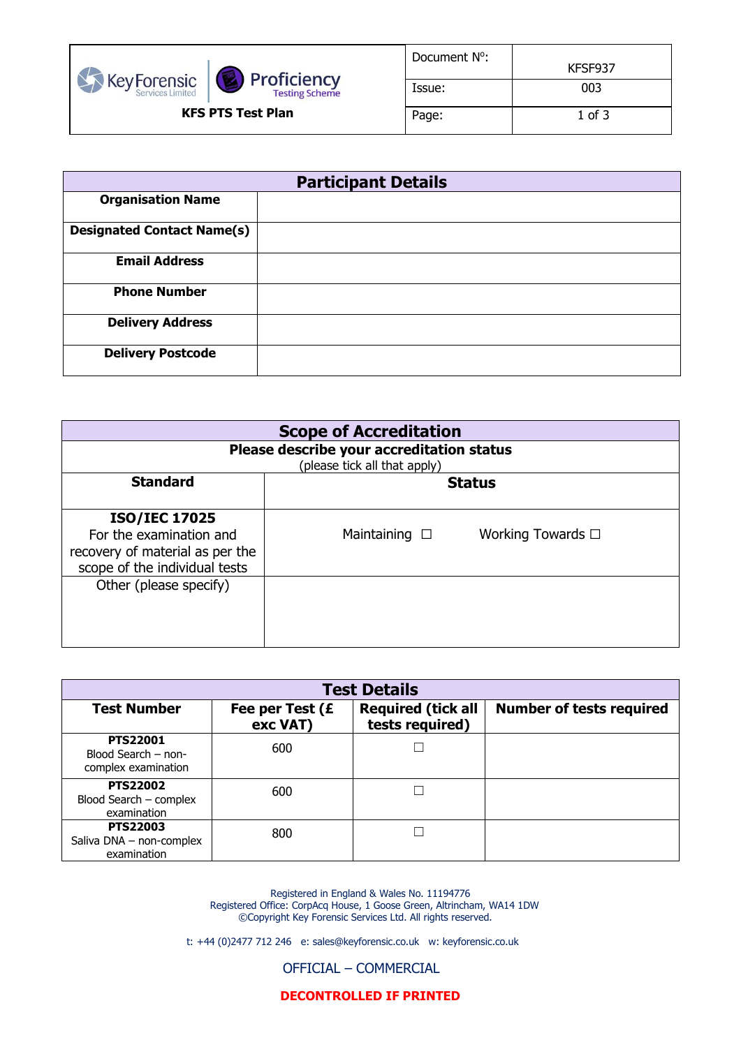| Key Forensic Services Limited / Proficiency Testing Scheme | Document Nº: | KFSF937 |
|---|---|---|
| **KFS PTS Test Plan** | Issue: | 003 |
| | Page: | 1 of 3 |

| Participant Details | |
|---|---|
| **Organisation Name** | |
| **Designated Contact Name(s)** | |
| **Email Address** | |
| **Phone Number** | |
| **Delivery Address** | |
| **Delivery Postcode** | |

| Scope of Accreditation | |
|---|---|
| **Please describe your accreditation status** (please tick all that apply) | |
| **Standard** | **Status** |
| **ISO/IEC 17025** For the examination and recovery of material as per the scope of the individual tests | Maintaining ☐ Working Towards ☐ |
| Other (please specify) | |

| Test Details | | | |
|---|---|---|---|
| **Test Number** | **Fee per Test (£ exc VAT)** | **Required (tick all tests required)** | **Number of tests required** |
| **PTS22001** Blood Search – non-complex examination | 600 | ☐ | |
| **PTS22002** Blood Search – complex examination | 600 | ☐ | |
| **PTS22003** Saliva DNA – non-complex examination | 800 | ☐ | |

Registered in England & Wales No. 11194776
Registered Office: CorpAcq House, 1 Goose Green, Altrincham, WA14 1DW
©Copyright Key Forensic Services Ltd. All rights reserved.

t: +44 (0)2477 712 246 e: sales@keyforensic.co.uk w: keyforensic.co.uk

OFFICIAL – COMMERCIAL

**DECONTROLLED IF PRINTED**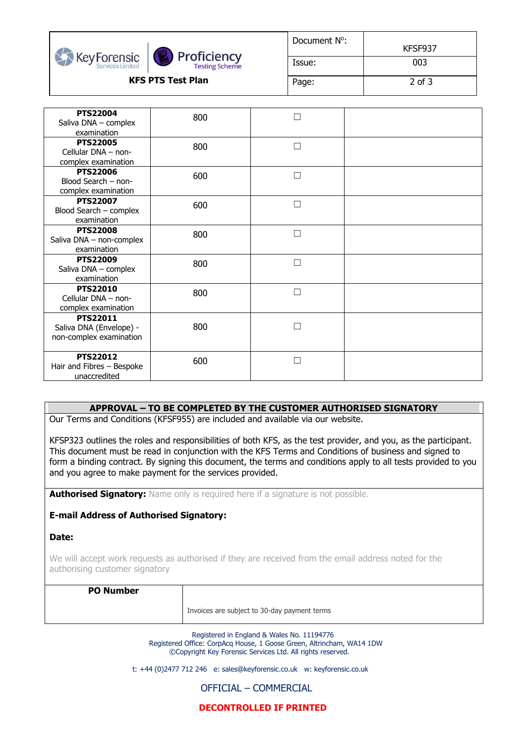| | | | |
|---|---|---|---|
| **PTS22004** Saliva DNA – complex examination | 800 | ☐ | |
| **PTS22005** Cellular DNA – non-complex examination | 800 | ☐ | |
| **PTS22006** Blood Search – non-complex examination | 600 | ☐ | |
| **PTS22007** Blood Search – complex examination | 600 | ☐ | |
| **PTS22008** Saliva DNA – non-complex examination | 800 | ☐ | |
| **PTS22009** Saliva DNA – complex examination | 800 | ☐ | |
| **PTS22010** Cellular DNA – non-complex examination | 800 | ☐ | |
| **PTS22011** Saliva DNA (Envelope) - non-complex examination | 800 | ☐ | |
| **PTS22012** Hair and Fibres – Bespoke unaccredited | 600 | ☐ | |

**APPROVAL – TO BE COMPLETED BY THE CUSTOMER AUTHORISED SIGNATORY**

Our Terms and Conditions (KFSF955) are included and available via our website.

KFSP323 outlines the roles and responsibilities of both KFS, as the test provider, and you, as the participant. This document must be read in conjunction with the KFS Terms and Conditions of business and signed to form a binding contract. By signing this document, the terms and conditions apply to all tests provided to you and you agree to make payment for the services provided.

**Authorised Signatory:** Name only is required here if a signature is not possible.

**E-mail Address of Authorised Signatory:**

**Date:**

We will accept work requests as authorised if they are received from the email address noted for the authorising customer signatory

| **PO Number** | Invoices are subject to 30-day payment terms |
|---|---|

Registered in England & Wales No. 11194776
Registered Office: CorpAcq House, 1 Goose Green, Altrincham, WA14 1DW
©Copyright Key Forensic Services Ltd. All rights reserved.

t: +44 (0)2477 712 246 e: sales@keyforensic.co.uk w: keyforensic.co.uk

OFFICIAL – COMMERCIAL

**DECONTROLLED IF PRINTED**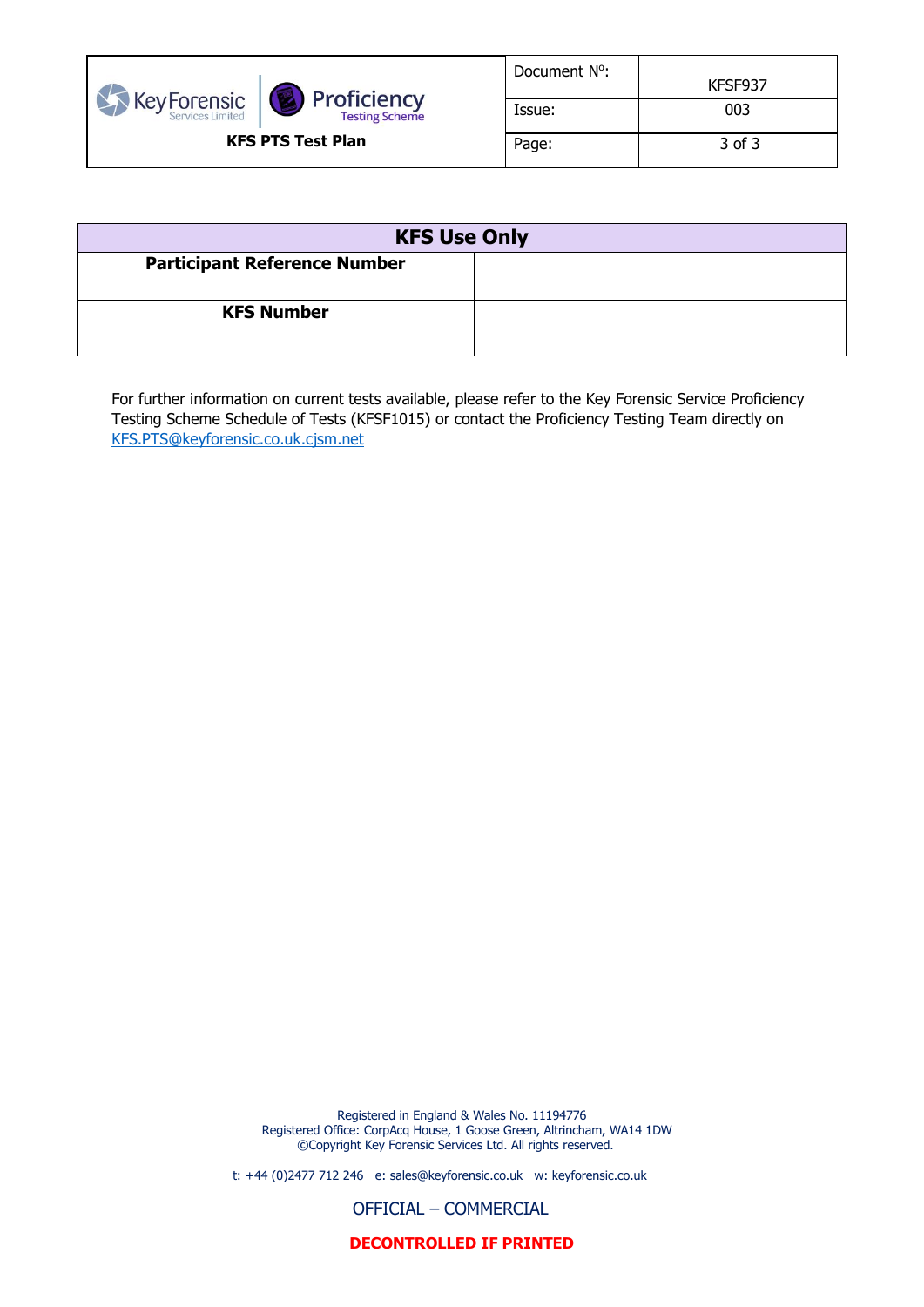| KFS Use Only | |
|---|---|
| **Participant Reference Number** | |
| **KFS Number** | |

For further information on current tests available, please refer to the Key Forensic Service Proficiency Testing Scheme Schedule of Tests (KFSF1015) or contact the Proficiency Testing Team directly on [KFS.PTS@keyforensic.co.uk.cjsm.net](mailto:KFS.PTS@keyforensic.co.uk.cjsm.net)